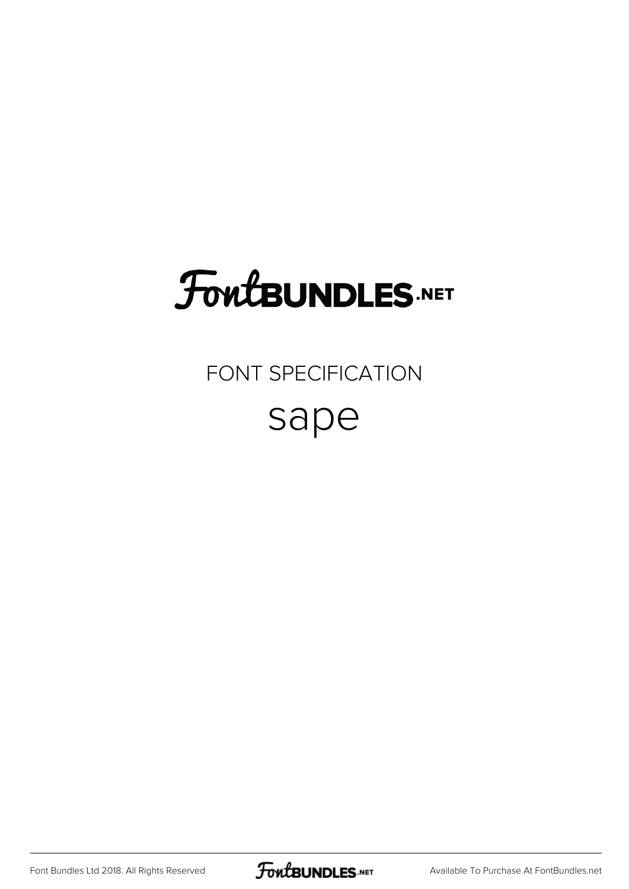# FontBUNDLES.NET

FONT SPECIFICATION

## sape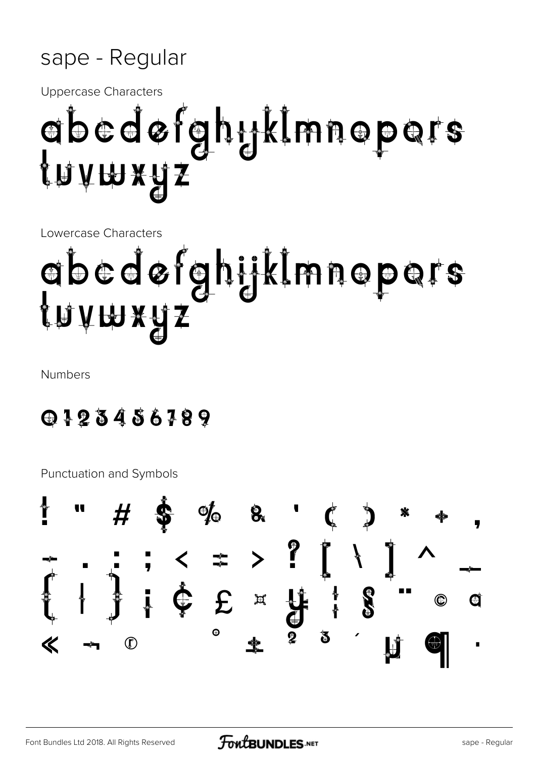# sape - Regular

Uppercase Characters

abcdefghijklmnopqrs tuvwxyz

Lowercase Characters

abcdefghijklmnopqrs tuvwxyz

Numbers

0123456789

Punctuation and Symbols

! " # $ % & ' ( ) * + ,
- . : ; < = > ? [ \ ] ^ _
{ | } ¡ ¢ £ ¤ ¥ ¦ § ¨ © ª
« ¬ ® ° ± ² ³ ´ µ ¶ ·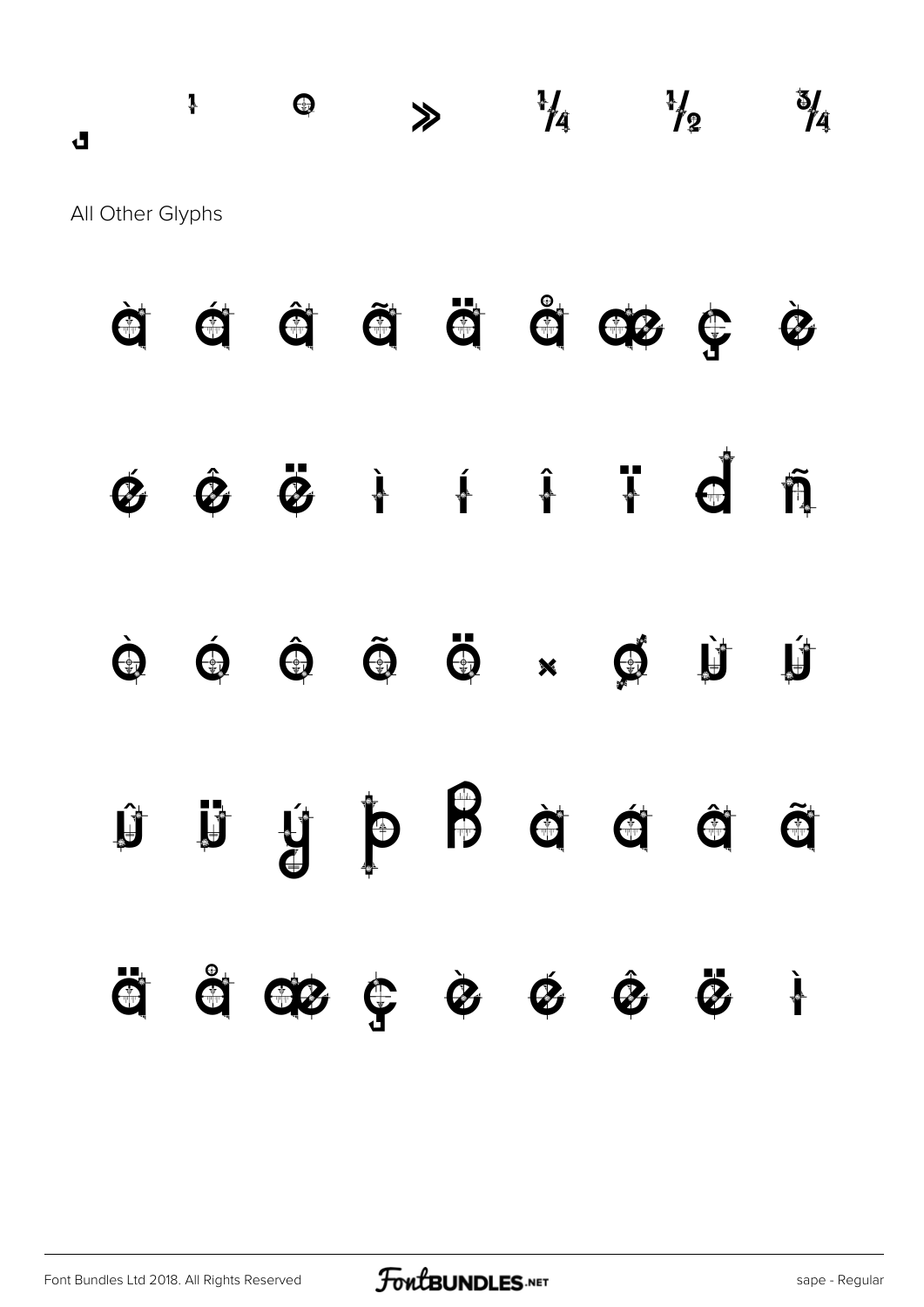¸ ¹ º » ¼ ½ ¾

All Other Glyphs

à á â ã ä å æ ç è

é ê ë ì í î ï ð ñ

ò ó ô õ ö × ø ù ú

û ü ý þ ß à á â ã

ä å æ ç è é ê ë ì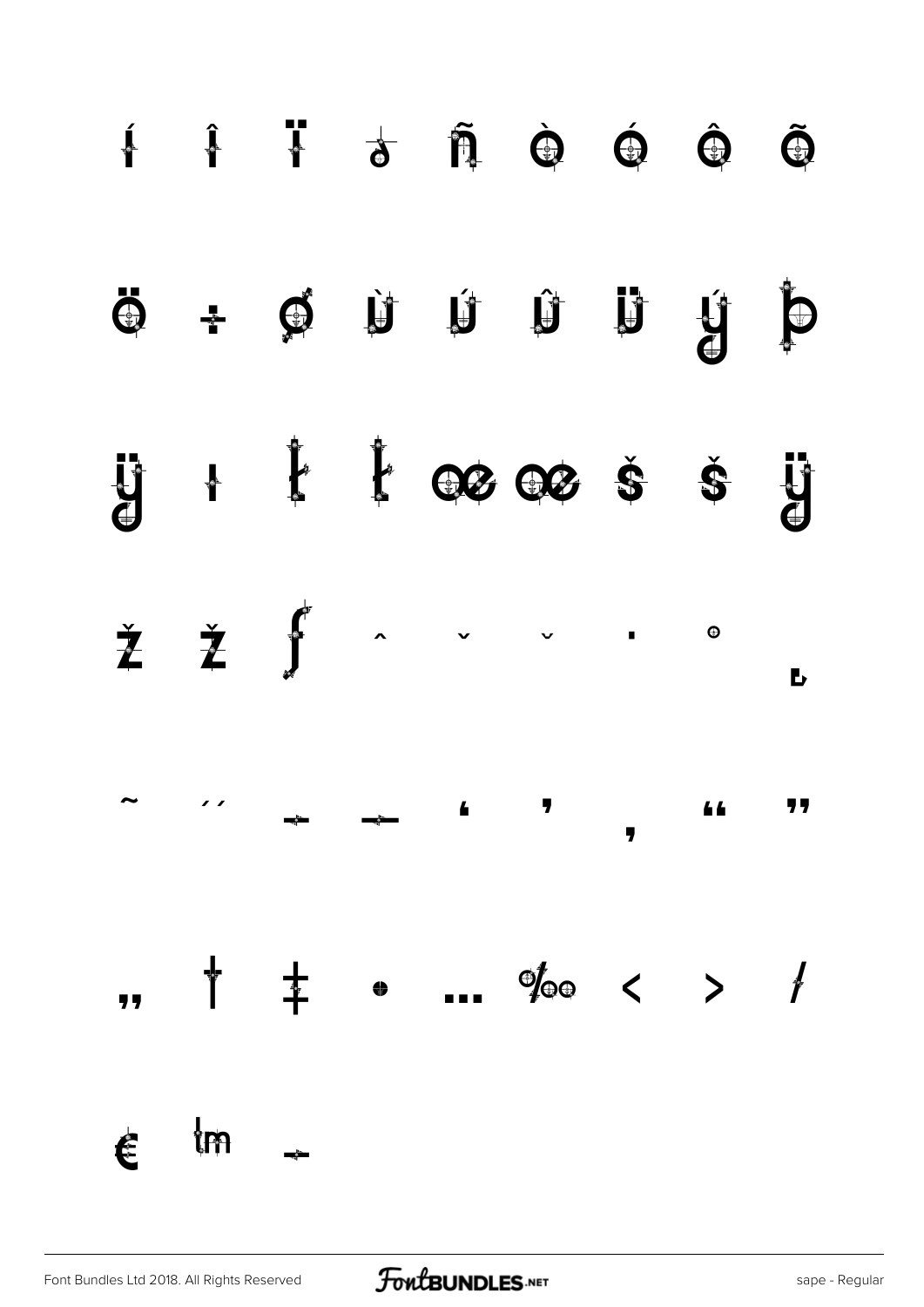í î ï ð ñ ò ó ô õ

ö ÷ ø ù ú û ü ý þ

ÿ ı Ł ł Œ œ Š š Ÿ

Ž ž ƒ ˆ ˇ ˘ ˙ ˚ ˛

˜ ˝ – — ‘ ’ ‚ “ ”

„ † ‡ • … ‰ ‹ › ⁄

€ ™ −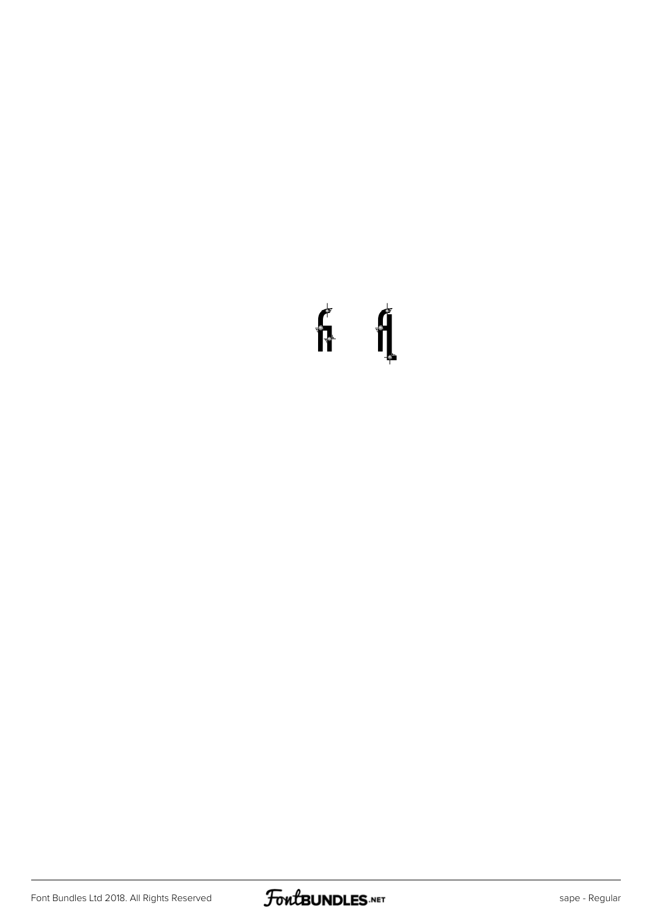ꬵ ꬶ